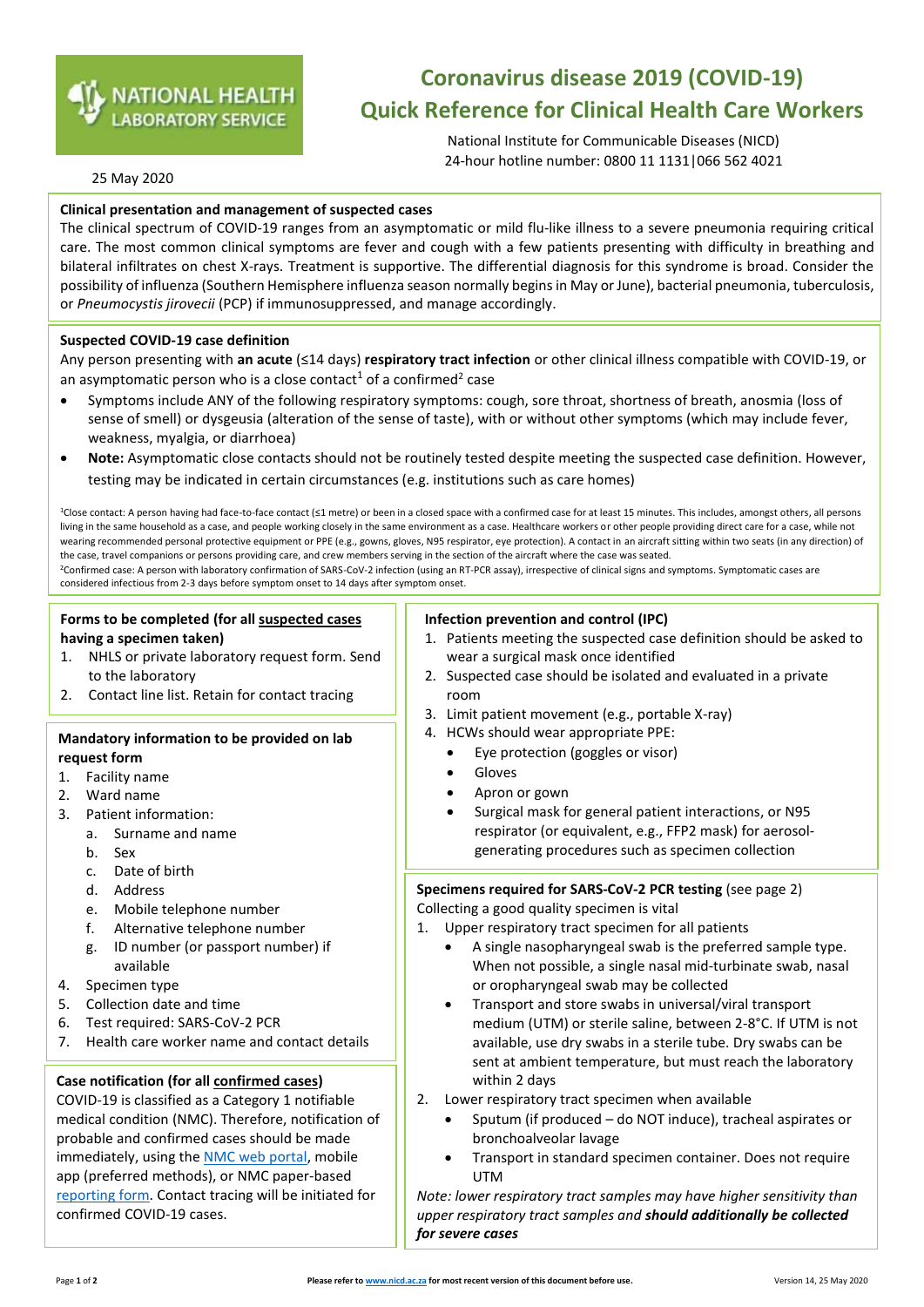NATIONAL HEALTH LABORATORY SERVICE

# Coronavirus disease 2019 (COVID-19) Quick Reference for Clinical Health Care Workers

National Institute for Communicable Diseases (NICD)
24-hour hotline number: 0800 11 1131|066 562 4021

25 May 2020

**Clinical presentation and management of suspected cases**

The clinical spectrum of COVID-19 ranges from an asymptomatic or mild flu-like illness to a severe pneumonia requiring critical care. The most common clinical symptoms are fever and cough with a few patients presenting with difficulty in breathing and bilateral infiltrates on chest X-rays. Treatment is supportive. The differential diagnosis for this syndrome is broad. Consider the possibility of influenza (Southern Hemisphere influenza season normally begins in May or June), bacterial pneumonia, tuberculosis, or *Pneumocystis jirovecii* (PCP) if immunosuppressed, and manage accordingly.

**Suspected COVID-19 case definition**

Any person presenting with **an acute** (≤14 days) **respiratory tract infection** or other clinical illness compatible with COVID-19, or an asymptomatic person who is a close contact[1] of a confirmed[2] case

- Symptoms include ANY of the following respiratory symptoms: cough, sore throat, shortness of breath, anosmia (loss of sense of smell) or dysgeusia (alteration of the sense of taste), with or without other symptoms (which may include fever, weakness, myalgia, or diarrhoea)
- **Note:** Asymptomatic close contacts should not be routinely tested despite meeting the suspected case definition. However, testing may be indicated in certain circumstances (e.g. institutions such as care homes)

[1]Close contact: A person having had face-to-face contact (≤1 metre) or been in a closed space with a confirmed case for at least 15 minutes. This includes, amongst others, all persons living in the same household as a case, and people working closely in the same environment as a case. Healthcare workers or other people providing direct care for a case, while not wearing recommended personal protective equipment or PPE (e.g., gowns, gloves, N95 respirator, eye protection). A contact in an aircraft sitting within two seats (in any direction) of the case, travel companions or persons providing care, and crew members serving in the section of the aircraft where the case was seated.
[2]Confirmed case: A person with laboratory confirmation of SARS-CoV-2 infection (using an RT-PCR assay), irrespective of clinical signs and symptoms. Symptomatic cases are considered infectious from 2-3 days before symptom onset to 14 days after symptom onset.

**Forms to be completed (for all suspected cases having a specimen taken)**

1. NHLS or private laboratory request form. Send to the laboratory
2. Contact line list. Retain for contact tracing

**Mandatory information to be provided on lab request form**

1. Facility name
2. Ward name
3. Patient information:
   a. Surname and name
   b. Sex
   c. Date of birth
   d. Address
   e. Mobile telephone number
   f. Alternative telephone number
   g. ID number (or passport number) if available
4. Specimen type
5. Collection date and time
6. Test required: SARS-CoV-2 PCR
7. Health care worker name and contact details

**Case notification (for all confirmed cases)**

COVID-19 is classified as a Category 1 notifiable medical condition (NMC). Therefore, notification of probable and confirmed cases should be made immediately, using the NMC web portal, mobile app (preferred methods), or NMC paper-based reporting form. Contact tracing will be initiated for confirmed COVID-19 cases.

**Infection prevention and control (IPC)**

1. Patients meeting the suspected case definition should be asked to wear a surgical mask once identified
2. Suspected case should be isolated and evaluated in a private room
3. Limit patient movement (e.g., portable X-ray)
4. HCWs should wear appropriate PPE:
   - Eye protection (goggles or visor)
   - Gloves
   - Apron or gown
   - Surgical mask for general patient interactions, or N95 respirator (or equivalent, e.g., FFP2 mask) for aerosol-generating procedures such as specimen collection

**Specimens required for SARS-CoV-2 PCR testing** (see page 2)

Collecting a good quality specimen is vital

1. Upper respiratory tract specimen for all patients
   - A single nasopharyngeal swab is the preferred sample type. When not possible, a single nasal mid-turbinate swab, nasal or oropharyngeal swab may be collected
   - Transport and store swabs in universal/viral transport medium (UTM) or sterile saline, between 2-8°C. If UTM is not available, use dry swabs in a sterile tube. Dry swabs can be sent at ambient temperature, but must reach the laboratory within 2 days
2. Lower respiratory tract specimen when available
   - Sputum (if produced – do NOT induce), tracheal aspirates or bronchoalveolar lavage
   - Transport in standard specimen container. Does not require UTM

*Note: lower respiratory tract samples may have higher sensitivity than upper respiratory tract samples and* ***should additionally be collected for severe cases***

Please refer to www.nicd.ac.za for most recent version of this document before use.

Version 14, 25 May 2020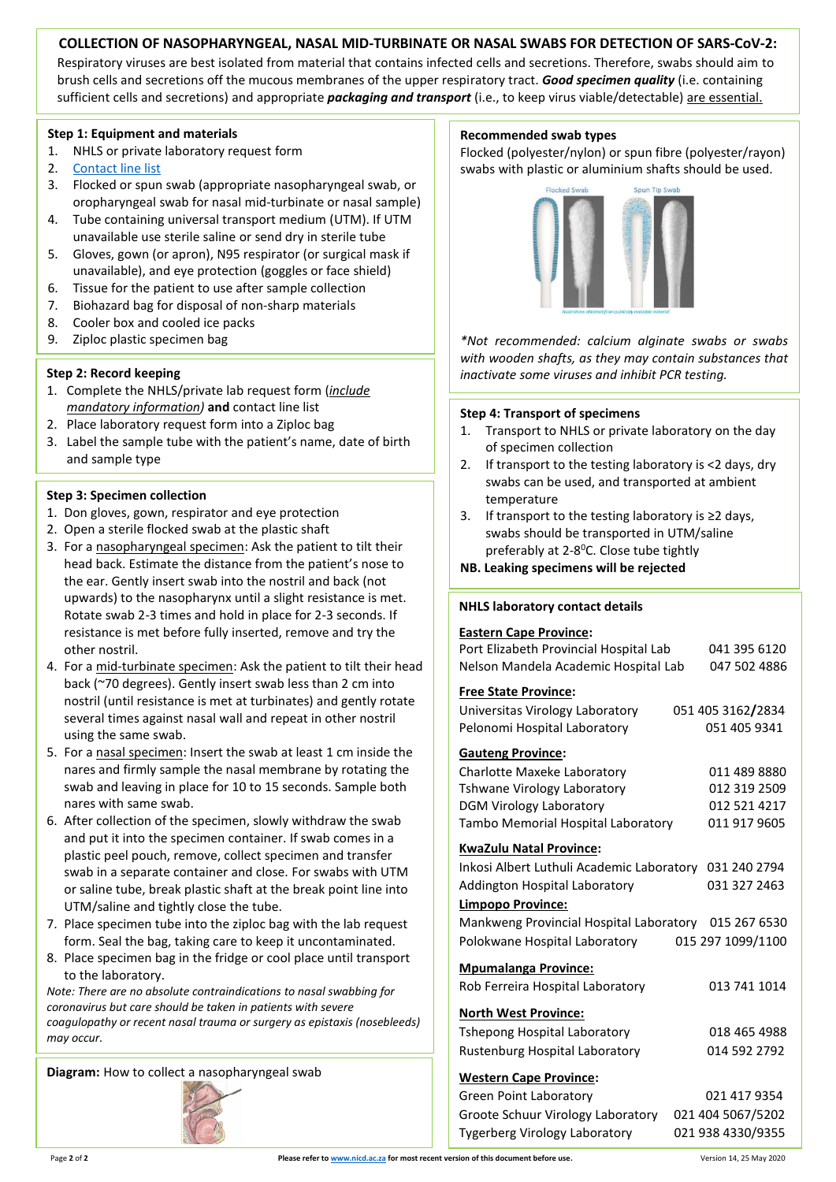## COLLECTION OF NASOPHARYNGEAL, NASAL MID-TURBINATE OR NASAL SWABS FOR DETECTION OF SARS-CoV-2:

Respiratory viruses are best isolated from material that contains infected cells and secretions. Therefore, swabs should aim to brush cells and secretions off the mucous membranes of the upper respiratory tract. ***Good specimen quality*** (i.e. containing sufficient cells and secretions) and appropriate ***packaging and transport*** (i.e., to keep virus viable/detectable) are essential.

### Step 1: Equipment and materials

1. NHLS or private laboratory request form
2. Contact line list
3. Flocked or spun swab (appropriate nasopharyngeal swab, or oropharyngeal swab for nasal mid-turbinate or nasal sample)
4. Tube containing universal transport medium (UTM). If UTM unavailable use sterile saline or send dry in sterile tube
5. Gloves, gown (or apron), N95 respirator (or surgical mask if unavailable), and eye protection (goggles or face shield)
6. Tissue for the patient to use after sample collection
7. Biohazard bag for disposal of non-sharp materials
8. Cooler box and cooled ice packs
9. Ziploc plastic specimen bag

### Step 2: Record keeping

1. Complete the NHLS/private lab request form (*include mandatory information)* **and** contact line list
2. Place laboratory request form into a Ziploc bag
3. Label the sample tube with the patient's name, date of birth and sample type

### Step 3: Specimen collection

1. Don gloves, gown, respirator and eye protection
2. Open a sterile flocked swab at the plastic shaft
3. For a nasopharyngeal specimen: Ask the patient to tilt their head back. Estimate the distance from the patient's nose to the ear. Gently insert swab into the nostril and back (not upwards) to the nasopharynx until a slight resistance is met. Rotate swab 2-3 times and hold in place for 2-3 seconds. If resistance is met before fully inserted, remove and try the other nostril.
4. For a mid-turbinate specimen: Ask the patient to tilt their head back (~70 degrees). Gently insert swab less than 2 cm into nostril (until resistance is met at turbinates) and gently rotate several times against nasal wall and repeat in other nostril using the same swab.
5. For a nasal specimen: Insert the swab at least 1 cm inside the nares and firmly sample the nasal membrane by rotating the swab and leaving in place for 10 to 15 seconds. Sample both nares with same swab.
6. After collection of the specimen, slowly withdraw the swab and put it into the specimen container. If swab comes in a plastic peel pouch, remove, collect specimen and transfer swab in a separate container and close. For swabs with UTM or saline tube, break plastic shaft at the break point line into UTM/saline and tightly close the tube.
7. Place specimen tube into the ziploc bag with the lab request form. Seal the bag, taking care to keep it uncontaminated.
8. Place specimen bag in the fridge or cool place until transport to the laboratory.

*Note: There are no absolute contraindications to nasal swabbing for coronavirus but care should be taken in patients with severe coagulopathy or recent nasal trauma or surgery as epistaxis (nosebleeds) may occur.*

**Diagram:** How to collect a nasopharyngeal swab

### Recommended swab types

Flocked (polyester/nylon) or spun fibre (polyester/rayon) swabs with plastic or aluminium shafts should be used.

Flocked Swab

Spun Tip Swab

Illustrations obtained from publically available material

*\*Not recommended: calcium alginate swabs or swabs with wooden shafts, as they may contain substances that inactivate some viruses and inhibit PCR testing.*

### Step 4: Transport of specimens

1. Transport to NHLS or private laboratory on the day of specimen collection
2. If transport to the testing laboratory is <2 days, dry swabs can be used, and transported at ambient temperature
3. If transport to the testing laboratory is ≥2 days, swabs should be transported in UTM/saline preferably at 2-8$^{0}$C. Close tube tightly

**NB. Leaking specimens will be rejected**

### NHLS laboratory contact details

**Eastern Cape Province:**

| | |
|---|---|
| Port Elizabeth Provincial Hospital Lab | 041 395 6120 |
| Nelson Mandela Academic Hospital Lab | 047 502 4886 |

**Free State Province:**

| | |
|---|---|
| Universitas Virology Laboratory | 051 405 3162**/**2834 |
| Pelonomi Hospital Laboratory | 051 405 9341 |

**Gauteng Province:**

| | |
|---|---|
| Charlotte Maxeke Laboratory | 011 489 8880 |
| Tshwane Virology Laboratory | 012 319 2509 |
| DGM Virology Laboratory | 012 521 4217 |
| Tambo Memorial Hospital Laboratory | 011 917 9605 |

**KwaZulu Natal Province:**

| | |
|---|---|
| Inkosi Albert Luthuli Academic Laboratory | 031 240 2794 |
| Addington Hospital Laboratory | 031 327 2463 |

**Limpopo Province:**

| | |
|---|---|
| Mankweng Provincial Hospital Laboratory | 015 267 6530 |
| Polokwane Hospital Laboratory | 015 297 1099/1100 |

**Mpumalanga Province:**

| | |
|---|---|
| Rob Ferreira Hospital Laboratory | 013 741 1014 |

**North West Province:**

| | |
|---|---|
| Tshepong Hospital Laboratory | 018 465 4988 |
| Rustenburg Hospital Laboratory | 014 592 2792 |

**Western Cape Province:**

| | |
|---|---|
| Green Point Laboratory | 021 417 9354 |
| Groote Schuur Virology Laboratory | 021 404 5067/5202 |
| Tygerberg Virology Laboratory | 021 938 4330/9355 |

Please refer to www.nicd.ac.za for most recent version of this document before use.

Version 14, 25 May 2020